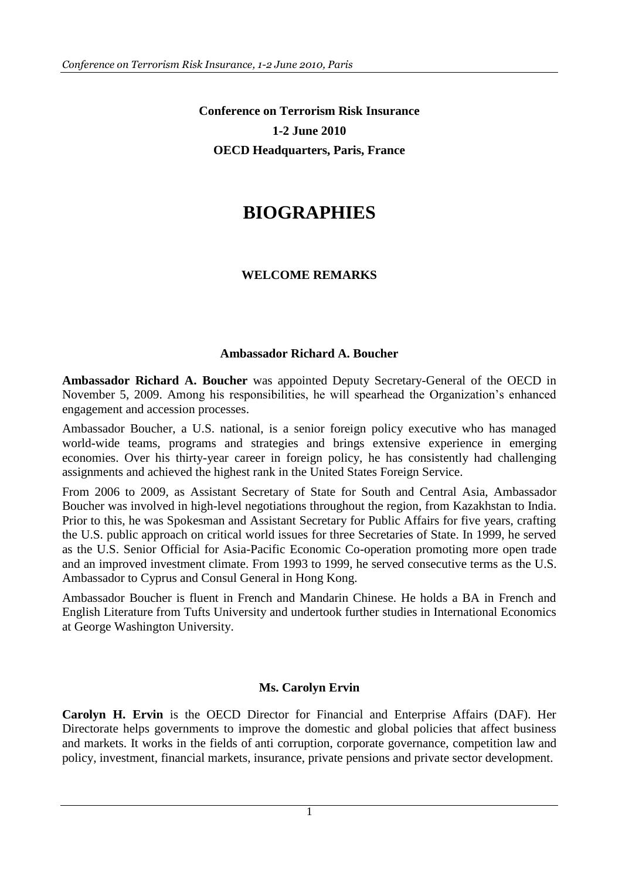**Conference on Terrorism Risk Insurance**

**1-2 June 2010**

**OECD Headquarters, Paris, France**

# BIOGRAPHIES

## WELCOME REMARKS

### Ambassador Richard A. Boucher

**Ambassador Richard A. Boucher** was appointed Deputy Secretary-General of the OECD in November 5, 2009. Among his responsibilities, he will spearhead the Organization's enhanced engagement and accession processes.

Ambassador Boucher, a U.S. national, is a senior foreign policy executive who has managed world-wide teams, programs and strategies and brings extensive experience in emerging economies. Over his thirty-year career in foreign policy, he has consistently had challenging assignments and achieved the highest rank in the United States Foreign Service.

From 2006 to 2009, as Assistant Secretary of State for South and Central Asia, Ambassador Boucher was involved in high-level negotiations throughout the region, from Kazakhstan to India. Prior to this, he was Spokesman and Assistant Secretary for Public Affairs for five years, crafting the U.S. public approach on critical world issues for three Secretaries of State. In 1999, he served as the U.S. Senior Official for Asia-Pacific Economic Co-operation promoting more open trade and an improved investment climate. From 1993 to 1999, he served consecutive terms as the U.S. Ambassador to Cyprus and Consul General in Hong Kong.

Ambassador Boucher is fluent in French and Mandarin Chinese. He holds a BA in French and English Literature from Tufts University and undertook further studies in International Economics at George Washington University.

### Ms. Carolyn Ervin

**Carolyn H. Ervin** is the OECD Director for Financial and Enterprise Affairs (DAF). Her Directorate helps governments to improve the domestic and global policies that affect business and markets. It works in the fields of anti corruption, corporate governance, competition law and policy, investment, financial markets, insurance, private pensions and private sector development.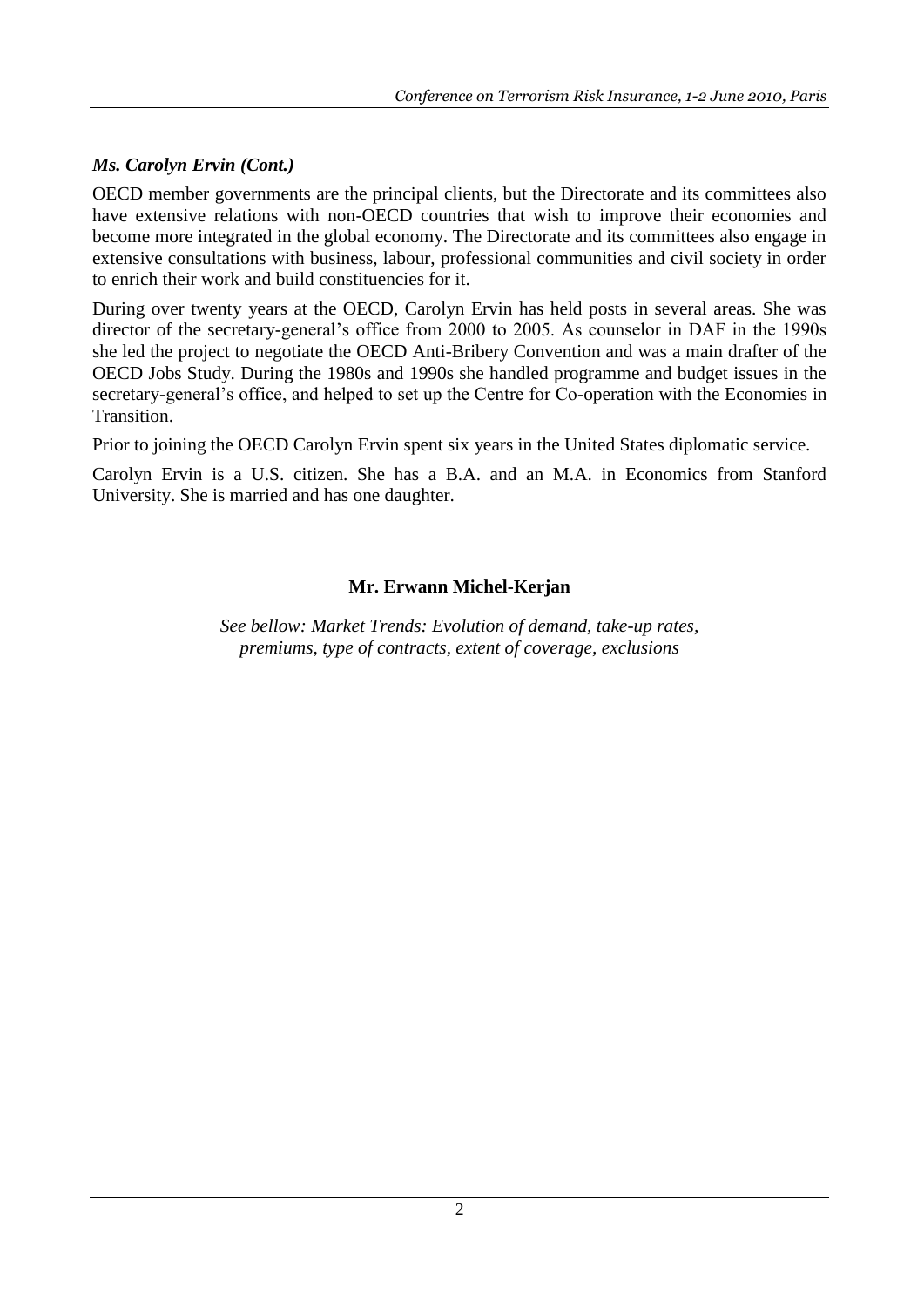### *Ms. Carolyn Ervin (Cont.)*

OECD member governments are the principal clients, but the Directorate and its committees also have extensive relations with non-OECD countries that wish to improve their economies and become more integrated in the global economy. The Directorate and its committees also engage in extensive consultations with business, labour, professional communities and civil society in order to enrich their work and build constituencies for it.

During over twenty years at the OECD, Carolyn Ervin has held posts in several areas. She was director of the secretary-general's office from 2000 to 2005. As counselor in DAF in the 1990s she led the project to negotiate the OECD Anti-Bribery Convention and was a main drafter of the OECD Jobs Study. During the 1980s and 1990s she handled programme and budget issues in the secretary-general's office, and helped to set up the Centre for Co-operation with the Economies in Transition.

Prior to joining the OECD Carolyn Ervin spent six years in the United States diplomatic service.

Carolyn Ervin is a U.S. citizen. She has a B.A. and an M.A. in Economics from Stanford University. She is married and has one daughter.

### **Mr. Erwann Michel-Kerjan**

*See bellow: Market Trends: Evolution of demand, take-up rates, premiums, type of contracts, extent of coverage, exclusions*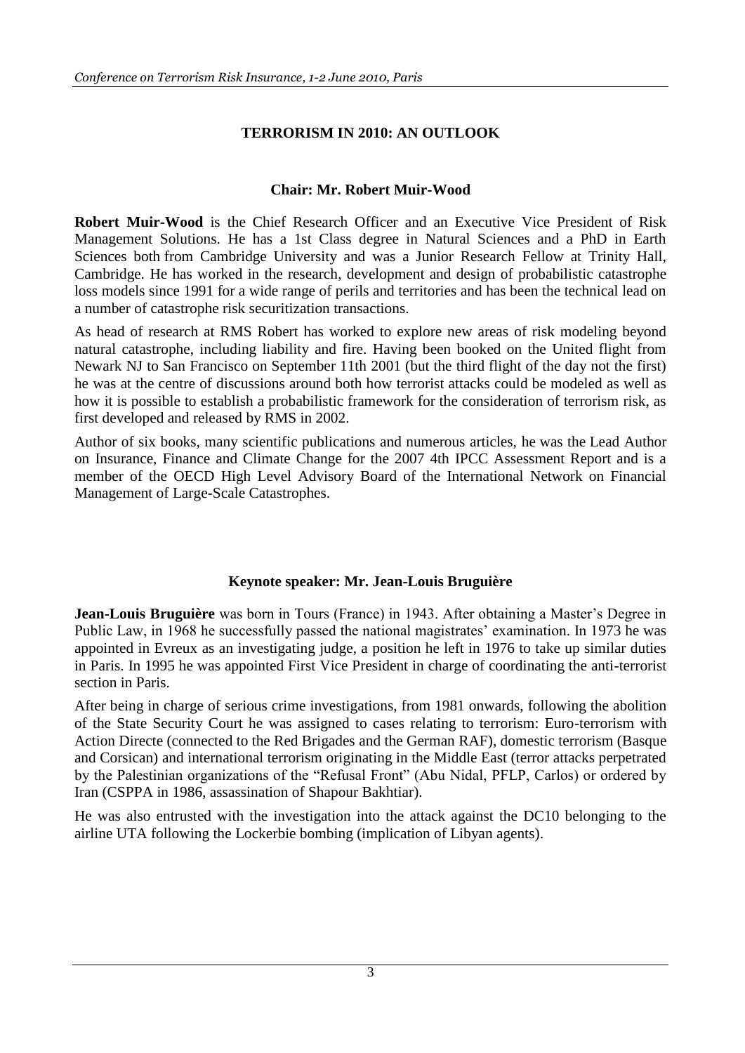# TERRORISM IN 2010: AN OUTLOOK

## Chair: Mr. Robert Muir-Wood

**Robert Muir-Wood** is the Chief Research Officer and an Executive Vice President of Risk Management Solutions. He has a 1st Class degree in Natural Sciences and a PhD in Earth Sciences both from Cambridge University and was a Junior Research Fellow at Trinity Hall, Cambridge. He has worked in the research, development and design of probabilistic catastrophe loss models since 1991 for a wide range of perils and territories and has been the technical lead on a number of catastrophe risk securitization transactions.

As head of research at RMS Robert has worked to explore new areas of risk modeling beyond natural catastrophe, including liability and fire. Having been booked on the United flight from Newark NJ to San Francisco on September 11th 2001 (but the third flight of the day not the first) he was at the centre of discussions around both how terrorist attacks could be modeled as well as how it is possible to establish a probabilistic framework for the consideration of terrorism risk, as first developed and released by RMS in 2002.

Author of six books, many scientific publications and numerous articles, he was the Lead Author on Insurance, Finance and Climate Change for the 2007 4th IPCC Assessment Report and is a member of the OECD High Level Advisory Board of the International Network on Financial Management of Large-Scale Catastrophes.

## Keynote speaker: Mr. Jean-Louis Bruguière

**Jean-Louis Bruguière** was born in Tours (France) in 1943. After obtaining a Master's Degree in Public Law, in 1968 he successfully passed the national magistrates' examination. In 1973 he was appointed in Evreux as an investigating judge, a position he left in 1976 to take up similar duties in Paris. In 1995 he was appointed First Vice President in charge of coordinating the anti-terrorist section in Paris.

After being in charge of serious crime investigations, from 1981 onwards, following the abolition of the State Security Court he was assigned to cases relating to terrorism: Euro-terrorism with Action Directe (connected to the Red Brigades and the German RAF), domestic terrorism (Basque and Corsican) and international terrorism originating in the Middle East (terror attacks perpetrated by the Palestinian organizations of the "Refusal Front" (Abu Nidal, PFLP, Carlos) or ordered by Iran (CSPPA in 1986, assassination of Shapour Bakhtiar).

He was also entrusted with the investigation into the attack against the DC10 belonging to the airline UTA following the Lockerbie bombing (implication of Libyan agents).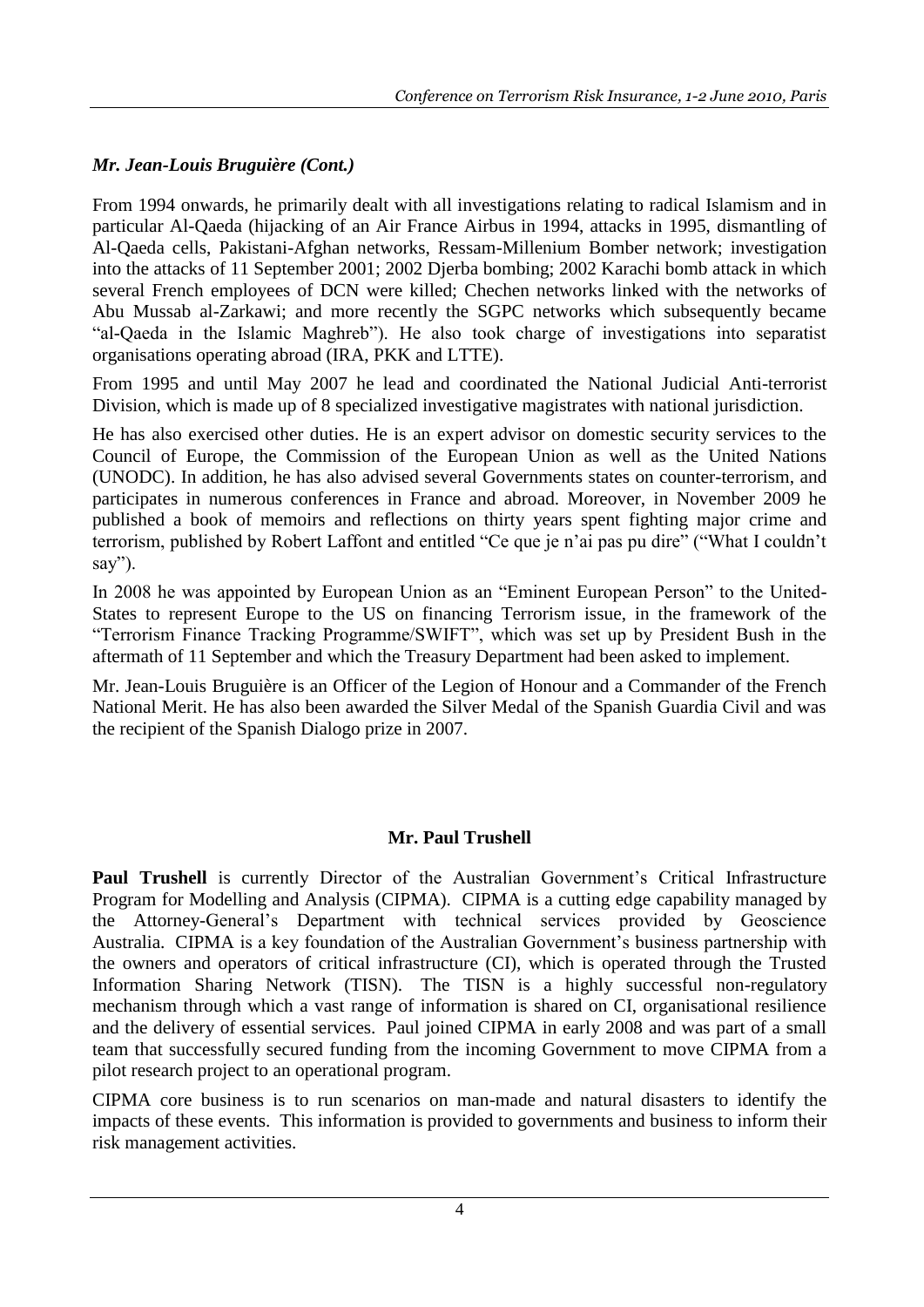### *Mr. Jean-Louis Bruguière (Cont.)*

From 1994 onwards, he primarily dealt with all investigations relating to radical Islamism and in particular Al-Qaeda (hijacking of an Air France Airbus in 1994, attacks in 1995, dismantling of Al-Qaeda cells, Pakistani-Afghan networks, Ressam-Millenium Bomber network; investigation into the attacks of 11 September 2001; 2002 Djerba bombing; 2002 Karachi bomb attack in which several French employees of DCN were killed; Chechen networks linked with the networks of Abu Mussab al-Zarkawi; and more recently the SGPC networks which subsequently became "al-Qaeda in the Islamic Maghreb"). He also took charge of investigations into separatist organisations operating abroad (IRA, PKK and LTTE).

From 1995 and until May 2007 he lead and coordinated the National Judicial Anti-terrorist Division, which is made up of 8 specialized investigative magistrates with national jurisdiction.

He has also exercised other duties. He is an expert advisor on domestic security services to the Council of Europe, the Commission of the European Union as well as the United Nations (UNODC). In addition, he has also advised several Governments states on counter-terrorism, and participates in numerous conferences in France and abroad. Moreover, in November 2009 he published a book of memoirs and reflections on thirty years spent fighting major crime and terrorism, published by Robert Laffont and entitled "Ce que je n'ai pas pu dire" ("What I couldn't say").

In 2008 he was appointed by European Union as an "Eminent European Person" to the United-States to represent Europe to the US on financing Terrorism issue, in the framework of the "Terrorism Finance Tracking Programme/SWIFT", which was set up by President Bush in the aftermath of 11 September and which the Treasury Department had been asked to implement.

Mr. Jean-Louis Bruguière is an Officer of the Legion of Honour and a Commander of the French National Merit. He has also been awarded the Silver Medal of the Spanish Guardia Civil and was the recipient of the Spanish Dialogo prize in 2007.

### Mr. Paul Trushell

**Paul Trushell** is currently Director of the Australian Government's Critical Infrastructure Program for Modelling and Analysis (CIPMA). CIPMA is a cutting edge capability managed by the Attorney-General's Department with technical services provided by Geoscience Australia. CIPMA is a key foundation of the Australian Government's business partnership with the owners and operators of critical infrastructure (CI), which is operated through the Trusted Information Sharing Network (TISN). The TISN is a highly successful non-regulatory mechanism through which a vast range of information is shared on CI, organisational resilience and the delivery of essential services. Paul joined CIPMA in early 2008 and was part of a small team that successfully secured funding from the incoming Government to move CIPMA from a pilot research project to an operational program.

CIPMA core business is to run scenarios on man-made and natural disasters to identify the impacts of these events. This information is provided to governments and business to inform their risk management activities.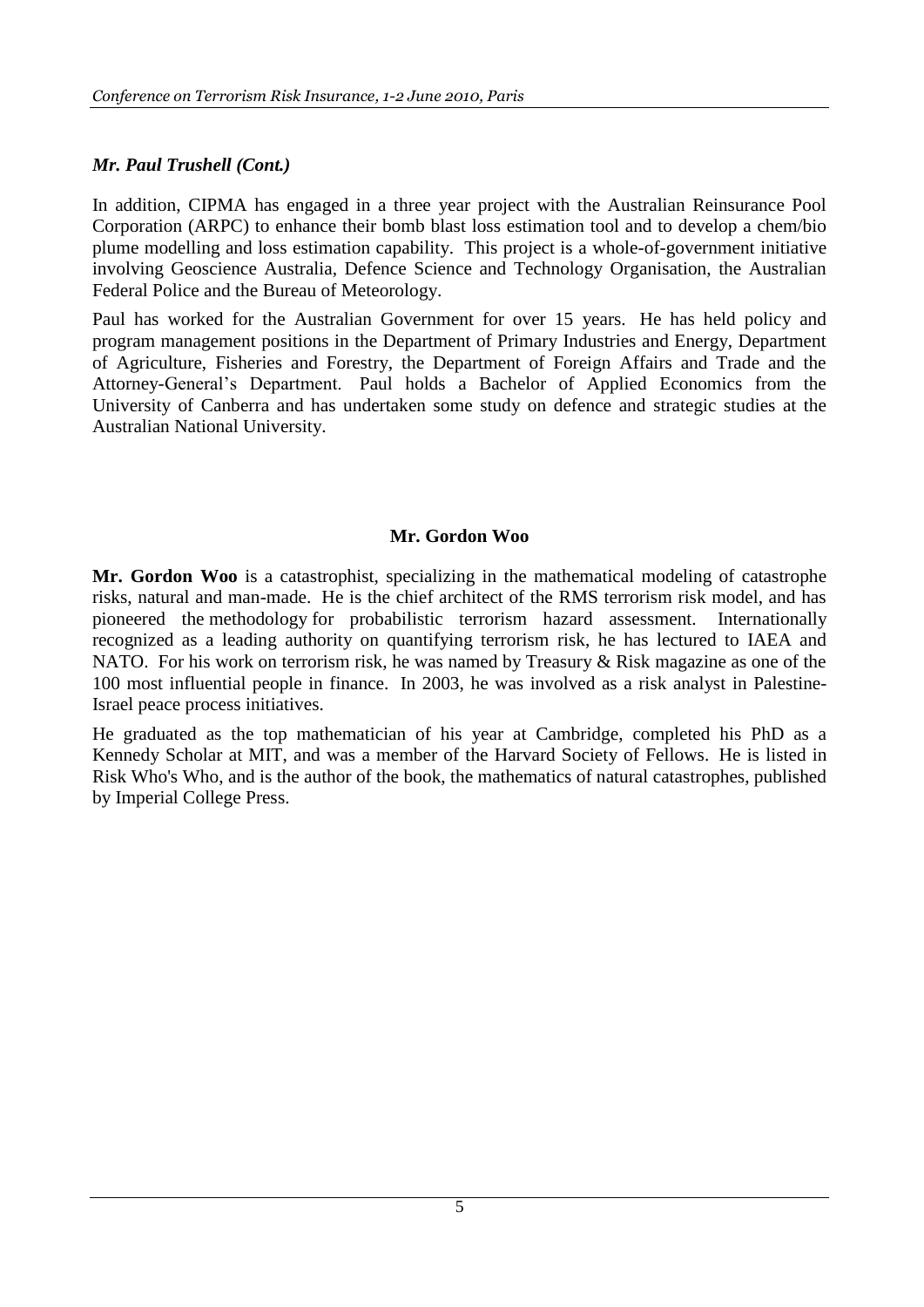### *Mr. Paul Trushell (Cont.)*

In addition, CIPMA has engaged in a three year project with the Australian Reinsurance Pool Corporation (ARPC) to enhance their bomb blast loss estimation tool and to develop a chem/bio plume modelling and loss estimation capability. This project is a whole-of-government initiative involving Geoscience Australia, Defence Science and Technology Organisation, the Australian Federal Police and the Bureau of Meteorology.

Paul has worked for the Australian Government for over 15 years. He has held policy and program management positions in the Department of Primary Industries and Energy, Department of Agriculture, Fisheries and Forestry, the Department of Foreign Affairs and Trade and the Attorney-General's Department. Paul holds a Bachelor of Applied Economics from the University of Canberra and has undertaken some study on defence and strategic studies at the Australian National University.

### Mr. Gordon Woo

**Mr. Gordon Woo** is a catastrophist, specializing in the mathematical modeling of catastrophe risks, natural and man-made. He is the chief architect of the RMS terrorism risk model, and has pioneered the methodology for probabilistic terrorism hazard assessment. Internationally recognized as a leading authority on quantifying terrorism risk, he has lectured to IAEA and NATO. For his work on terrorism risk, he was named by Treasury & Risk magazine as one of the 100 most influential people in finance. In 2003, he was involved as a risk analyst in Palestine-Israel peace process initiatives.

He graduated as the top mathematician of his year at Cambridge, completed his PhD as a Kennedy Scholar at MIT, and was a member of the Harvard Society of Fellows. He is listed in Risk Who's Who, and is the author of the book, the mathematics of natural catastrophes, published by Imperial College Press.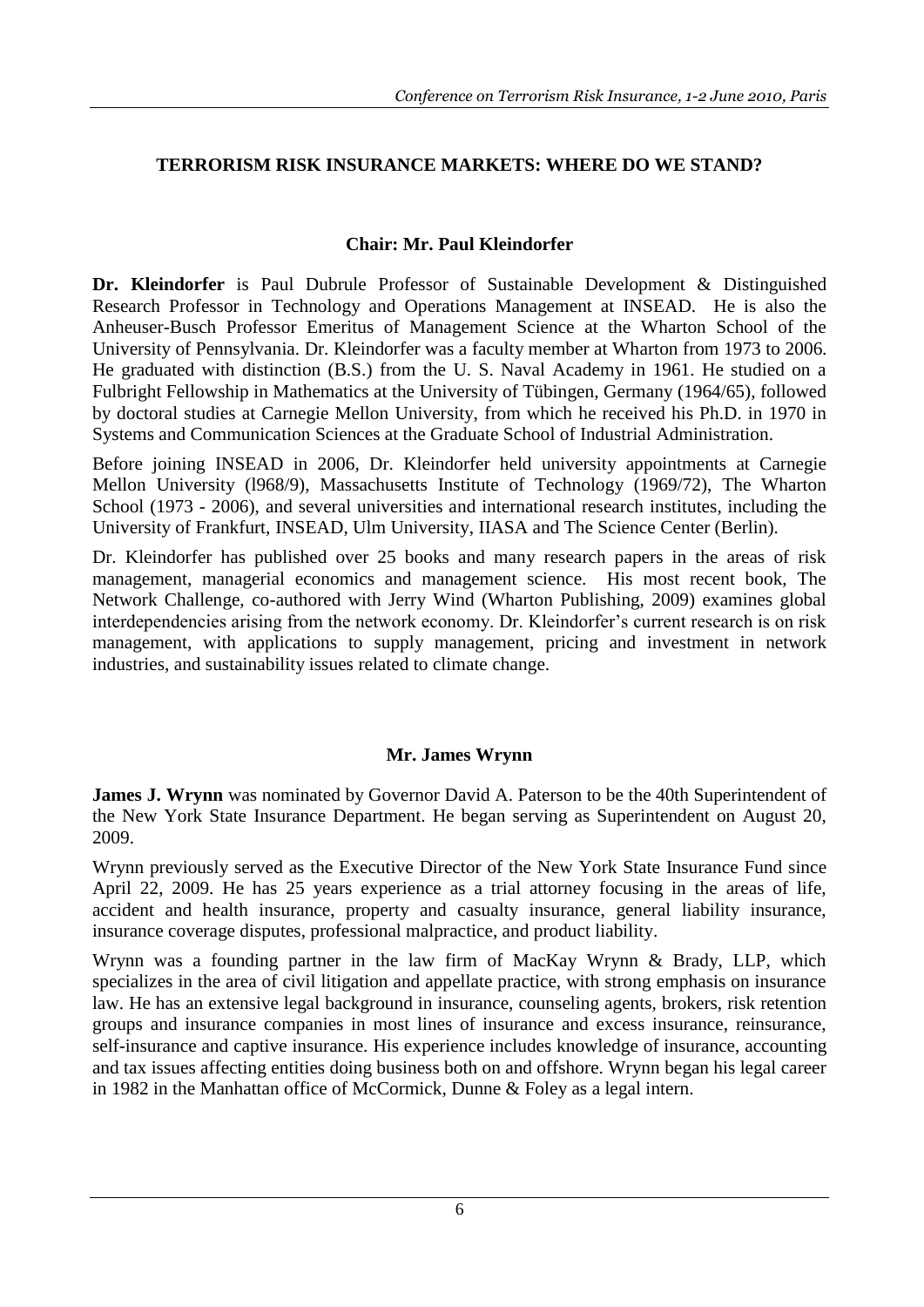## TERRORISM RISK INSURANCE MARKETS: WHERE DO WE STAND?

### Chair: Mr. Paul Kleindorfer

**Dr. Kleindorfer** is Paul Dubrule Professor of Sustainable Development & Distinguished Research Professor in Technology and Operations Management at INSEAD. He is also the Anheuser-Busch Professor Emeritus of Management Science at the Wharton School of the University of Pennsylvania. Dr. Kleindorfer was a faculty member at Wharton from 1973 to 2006. He graduated with distinction (B.S.) from the U. S. Naval Academy in 1961. He studied on a Fulbright Fellowship in Mathematics at the University of Tübingen, Germany (1964/65), followed by doctoral studies at Carnegie Mellon University, from which he received his Ph.D. in 1970 in Systems and Communication Sciences at the Graduate School of Industrial Administration.

Before joining INSEAD in 2006, Dr. Kleindorfer held university appointments at Carnegie Mellon University (l968/9), Massachusetts Institute of Technology (1969/72), The Wharton School (1973 - 2006), and several universities and international research institutes, including the University of Frankfurt, INSEAD, Ulm University, IIASA and The Science Center (Berlin).

Dr. Kleindorfer has published over 25 books and many research papers in the areas of risk management, managerial economics and management science. His most recent book, The Network Challenge, co-authored with Jerry Wind (Wharton Publishing, 2009) examines global interdependencies arising from the network economy. Dr. Kleindorfer's current research is on risk management, with applications to supply management, pricing and investment in network industries, and sustainability issues related to climate change.

### Mr. James Wrynn

**James J. Wrynn** was nominated by Governor David A. Paterson to be the 40th Superintendent of the New York State Insurance Department. He began serving as Superintendent on August 20, 2009.

Wrynn previously served as the Executive Director of the New York State Insurance Fund since April 22, 2009. He has 25 years experience as a trial attorney focusing in the areas of life, accident and health insurance, property and casualty insurance, general liability insurance, insurance coverage disputes, professional malpractice, and product liability.

Wrynn was a founding partner in the law firm of MacKay Wrynn & Brady, LLP, which specializes in the area of civil litigation and appellate practice, with strong emphasis on insurance law. He has an extensive legal background in insurance, counseling agents, brokers, risk retention groups and insurance companies in most lines of insurance and excess insurance, reinsurance, self-insurance and captive insurance. His experience includes knowledge of insurance, accounting and tax issues affecting entities doing business both on and offshore. Wrynn began his legal career in 1982 in the Manhattan office of McCormick, Dunne & Foley as a legal intern.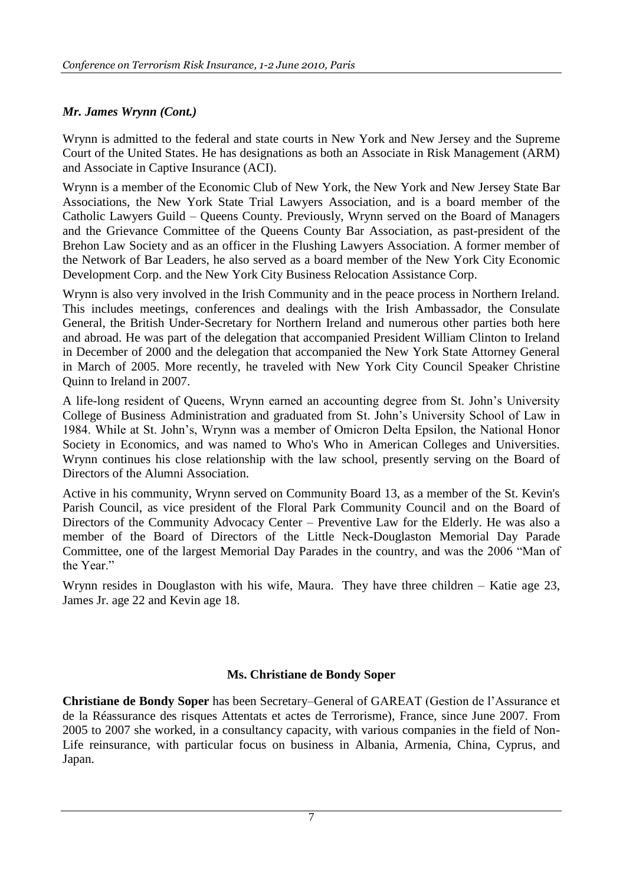### *Mr. James Wrynn (Cont.)*

Wrynn is admitted to the federal and state courts in New York and New Jersey and the Supreme Court of the United States. He has designations as both an Associate in Risk Management (ARM) and Associate in Captive Insurance (ACI).

Wrynn is a member of the Economic Club of New York, the New York and New Jersey State Bar Associations, the New York State Trial Lawyers Association, and is a board member of the Catholic Lawyers Guild – Queens County. Previously, Wrynn served on the Board of Managers and the Grievance Committee of the Queens County Bar Association, as past-president of the Brehon Law Society and as an officer in the Flushing Lawyers Association. A former member of the Network of Bar Leaders, he also served as a board member of the New York City Economic Development Corp. and the New York City Business Relocation Assistance Corp.

Wrynn is also very involved in the Irish Community and in the peace process in Northern Ireland. This includes meetings, conferences and dealings with the Irish Ambassador, the Consulate General, the British Under-Secretary for Northern Ireland and numerous other parties both here and abroad. He was part of the delegation that accompanied President William Clinton to Ireland in December of 2000 and the delegation that accompanied the New York State Attorney General in March of 2005. More recently, he traveled with New York City Council Speaker Christine Quinn to Ireland in 2007.

A life-long resident of Queens, Wrynn earned an accounting degree from St. John's University College of Business Administration and graduated from St. John's University School of Law in 1984. While at St. John's, Wrynn was a member of Omicron Delta Epsilon, the National Honor Society in Economics, and was named to Who's Who in American Colleges and Universities. Wrynn continues his close relationship with the law school, presently serving on the Board of Directors of the Alumni Association.

Active in his community, Wrynn served on Community Board 13, as a member of the St. Kevin's Parish Council, as vice president of the Floral Park Community Council and on the Board of Directors of the Community Advocacy Center – Preventive Law for the Elderly. He was also a member of the Board of Directors of the Little Neck-Douglaston Memorial Day Parade Committee, one of the largest Memorial Day Parades in the country, and was the 2006 "Man of the Year."

Wrynn resides in Douglaston with his wife, Maura. They have three children – Katie age 23, James Jr. age 22 and Kevin age 18.

### Ms. Christiane de Bondy Soper

**Christiane de Bondy Soper** has been Secretary–General of GAREAT (Gestion de l'Assurance et de la Réassurance des risques Attentats et actes de Terrorisme), France, since June 2007. From 2005 to 2007 she worked, in a consultancy capacity, with various companies in the field of Non-Life reinsurance, with particular focus on business in Albania, Armenia, China, Cyprus, and Japan.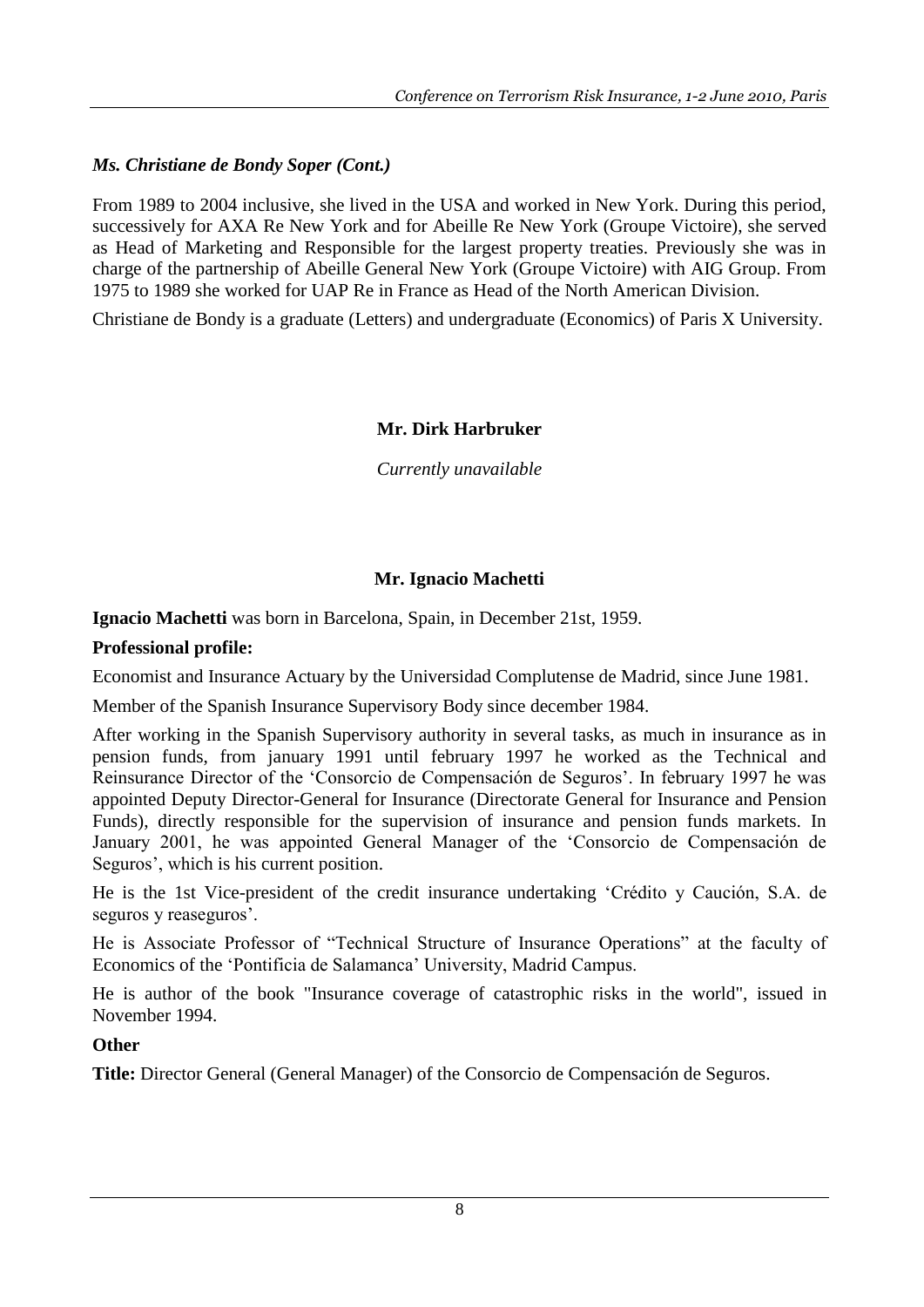### *Ms. Christiane de Bondy Soper (Cont.)*

From 1989 to 2004 inclusive, she lived in the USA and worked in New York. During this period, successively for AXA Re New York and for Abeille Re New York (Groupe Victoire), she served as Head of Marketing and Responsible for the largest property treaties. Previously she was in charge of the partnership of Abeille General New York (Groupe Victoire) with AIG Group. From 1975 to 1989 she worked for UAP Re in France as Head of the North American Division.

Christiane de Bondy is a graduate (Letters) and undergraduate (Economics) of Paris X University.

### Mr. Dirk Harbruker

*Currently unavailable*

### Mr. Ignacio Machetti

**Ignacio Machetti** was born in Barcelona, Spain, in December 21st, 1959.

**Professional profile:**

Economist and Insurance Actuary by the Universidad Complutense de Madrid, since June 1981.

Member of the Spanish Insurance Supervisory Body since december 1984.

After working in the Spanish Supervisory authority in several tasks, as much in insurance as in pension funds, from january 1991 until february 1997 he worked as the Technical and Reinsurance Director of the 'Consorcio de Compensación de Seguros'. In february 1997 he was appointed Deputy Director-General for Insurance (Directorate General for Insurance and Pension Funds), directly responsible for the supervision of insurance and pension funds markets. In January 2001, he was appointed General Manager of the 'Consorcio de Compensación de Seguros', which is his current position.

He is the 1st Vice-president of the credit insurance undertaking 'Crédito y Caución, S.A. de seguros y reaseguros'.

He is Associate Professor of "Technical Structure of Insurance Operations" at the faculty of Economics of the 'Pontificia de Salamanca' University, Madrid Campus.

He is author of the book "Insurance coverage of catastrophic risks in the world", issued in November 1994.

**Other**

**Title:** Director General (General Manager) of the Consorcio de Compensación de Seguros.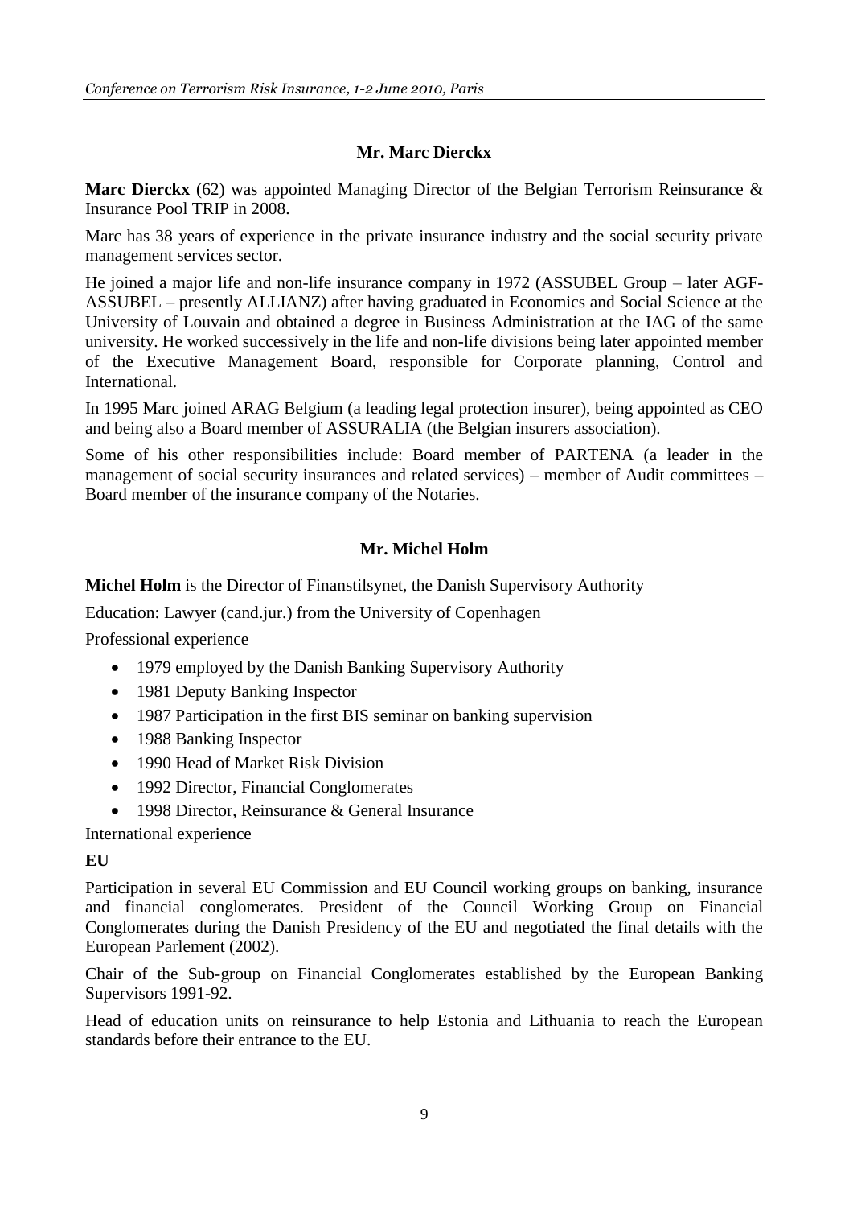### Mr. Marc Dierckx

**Marc Dierckx** (62) was appointed Managing Director of the Belgian Terrorism Reinsurance & Insurance Pool TRIP in 2008.

Marc has 38 years of experience in the private insurance industry and the social security private management services sector.

He joined a major life and non-life insurance company in 1972 (ASSUBEL Group – later AGF-ASSUBEL – presently ALLIANZ) after having graduated in Economics and Social Science at the University of Louvain and obtained a degree in Business Administration at the IAG of the same university. He worked successively in the life and non-life divisions being later appointed member of the Executive Management Board, responsible for Corporate planning, Control and International.

In 1995 Marc joined ARAG Belgium (a leading legal protection insurer), being appointed as CEO and being also a Board member of ASSURALIA (the Belgian insurers association).

Some of his other responsibilities include: Board member of PARTENA (a leader in the management of social security insurances and related services) – member of Audit committees – Board member of the insurance company of the Notaries.

### Mr. Michel Holm

**Michel Holm** is the Director of Finanstilsynet, the Danish Supervisory Authority

Education: Lawyer (cand.jur.) from the University of Copenhagen

Professional experience

- 1979 employed by the Danish Banking Supervisory Authority
- 1981 Deputy Banking Inspector
- 1987 Participation in the first BIS seminar on banking supervision
- 1988 Banking Inspector
- 1990 Head of Market Risk Division
- 1992 Director, Financial Conglomerates
- 1998 Director, Reinsurance & General Insurance

International experience

**EU**

Participation in several EU Commission and EU Council working groups on banking, insurance and financial conglomerates. President of the Council Working Group on Financial Conglomerates during the Danish Presidency of the EU and negotiated the final details with the European Parlement (2002).

Chair of the Sub-group on Financial Conglomerates established by the European Banking Supervisors 1991-92.

Head of education units on reinsurance to help Estonia and Lithuania to reach the European standards before their entrance to the EU.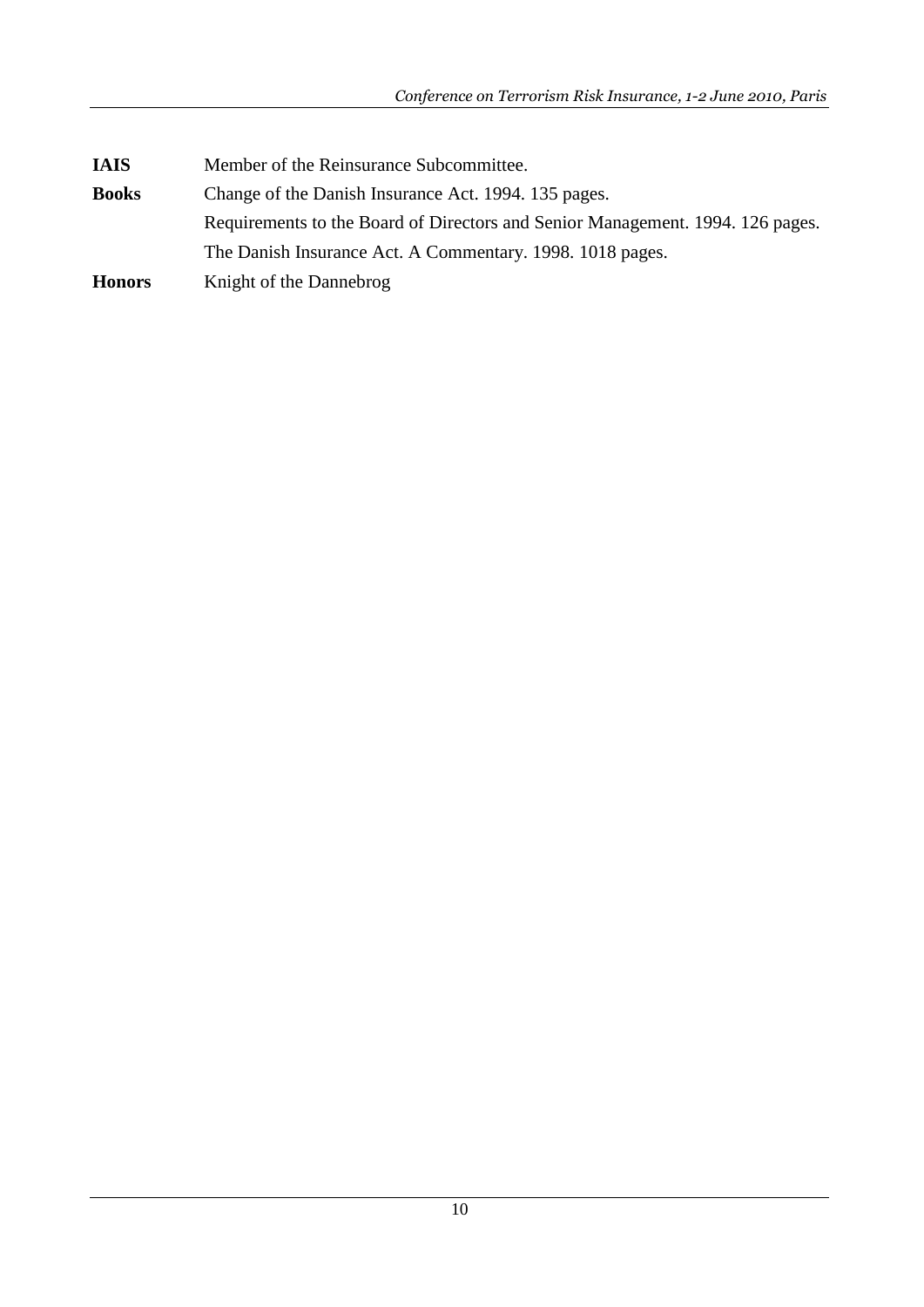| | |
|---|---|
| **IAIS** | Member of the Reinsurance Subcommittee. |
| **Books** | Change of the Danish Insurance Act. 1994. 135 pages. |
| | Requirements to the Board of Directors and Senior Management. 1994. 126 pages. |
| | The Danish Insurance Act. A Commentary. 1998. 1018 pages. |
| **Honors** | Knight of the Dannebrog |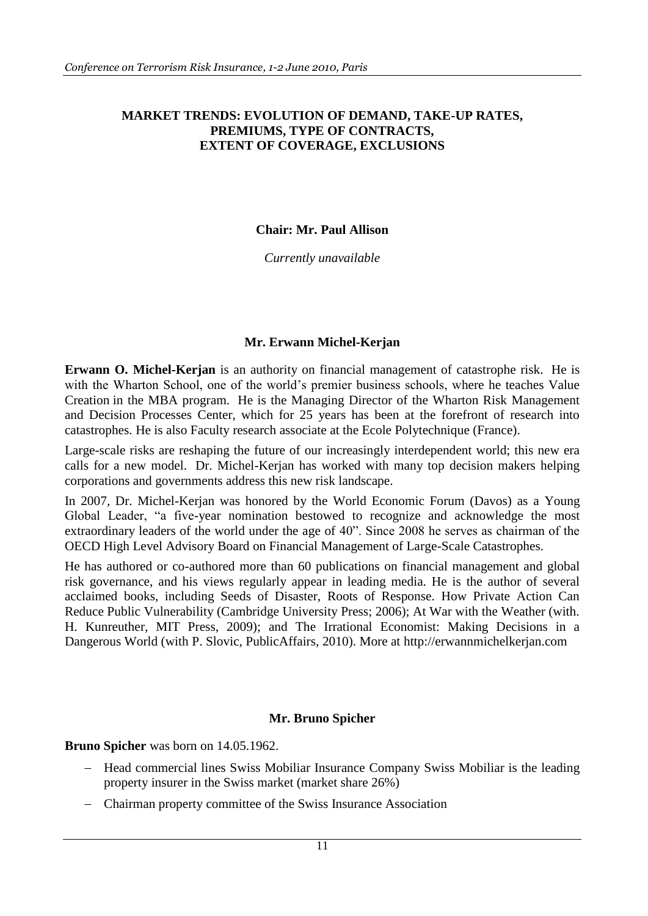## MARKET TRENDS: EVOLUTION OF DEMAND, TAKE-UP RATES, PREMIUMS, TYPE OF CONTRACTS, EXTENT OF COVERAGE, EXCLUSIONS

### Chair: Mr. Paul Allison

*Currently unavailable*

### Mr. Erwann Michel-Kerjan

**Erwann O. Michel-Kerjan** is an authority on financial management of catastrophe risk. He is with the Wharton School, one of the world's premier business schools, where he teaches Value Creation in the MBA program. He is the Managing Director of the Wharton Risk Management and Decision Processes Center, which for 25 years has been at the forefront of research into catastrophes. He is also Faculty research associate at the Ecole Polytechnique (France).

Large-scale risks are reshaping the future of our increasingly interdependent world; this new era calls for a new model. Dr. Michel-Kerjan has worked with many top decision makers helping corporations and governments address this new risk landscape.

In 2007, Dr. Michel-Kerjan was honored by the World Economic Forum (Davos) as a Young Global Leader, "a five-year nomination bestowed to recognize and acknowledge the most extraordinary leaders of the world under the age of 40". Since 2008 he serves as chairman of the OECD High Level Advisory Board on Financial Management of Large-Scale Catastrophes.

He has authored or co-authored more than 60 publications on financial management and global risk governance, and his views regularly appear in leading media. He is the author of several acclaimed books, including Seeds of Disaster, Roots of Response. How Private Action Can Reduce Public Vulnerability (Cambridge University Press; 2006); At War with the Weather (with. H. Kunreuther, MIT Press, 2009); and The Irrational Economist: Making Decisions in a Dangerous World (with P. Slovic, PublicAffairs, 2010). More at http://erwannmichelkerjan.com

### Mr. Bruno Spicher

**Bruno Spicher** was born on 14.05.1962.

- Head commercial lines Swiss Mobiliar Insurance Company Swiss Mobiliar is the leading property insurer in the Swiss market (market share 26%)
- Chairman property committee of the Swiss Insurance Association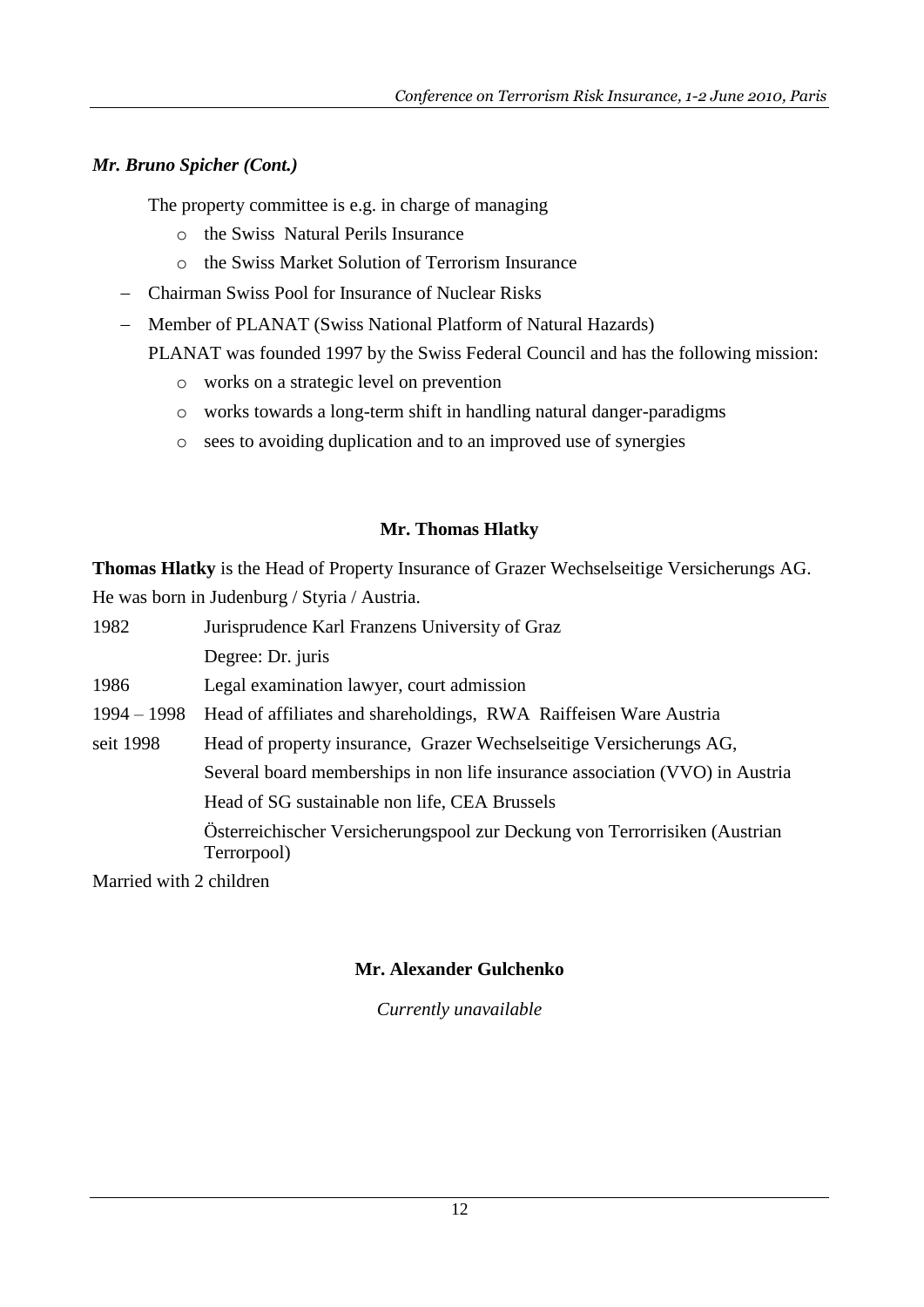*Mr. Bruno Spicher (Cont.)*

The property committee is e.g. in charge of managing

- the Swiss Natural Perils Insurance
- the Swiss Market Solution of Terrorism Insurance

- Chairman Swiss Pool for Insurance of Nuclear Risks
- Member of PLANAT (Swiss National Platform of Natural Hazards)

  PLANAT was founded 1997 by the Swiss Federal Council and has the following mission:

  - works on a strategic level on prevention
  - works towards a long-term shift in handling natural danger-paradigms
  - sees to avoiding duplication and to an improved use of synergies

## Mr. Thomas Hlatky

**Thomas Hlatky** is the Head of Property Insurance of Grazer Wechselseitige Versicherungs AG. He was born in Judenburg / Styria / Austria.

| | |
|---|---|
| 1982 | Jurisprudence Karl Franzens University of Graz |
| | Degree: Dr. juris |
| 1986 | Legal examination lawyer, court admission |
| 1994 – 1998 | Head of affiliates and shareholdings, RWA Raiffeisen Ware Austria |
| seit 1998 | Head of property insurance, Grazer Wechselseitige Versicherungs AG, |
| | Several board memberships in non life insurance association (VVO) in Austria |
| | Head of SG sustainable non life, CEA Brussels |
| | Österreichischer Versicherungspool zur Deckung von Terrorrisiken (Austrian Terrorpool) |

Married with 2 children

## Mr. Alexander Gulchenko

*Currently unavailable*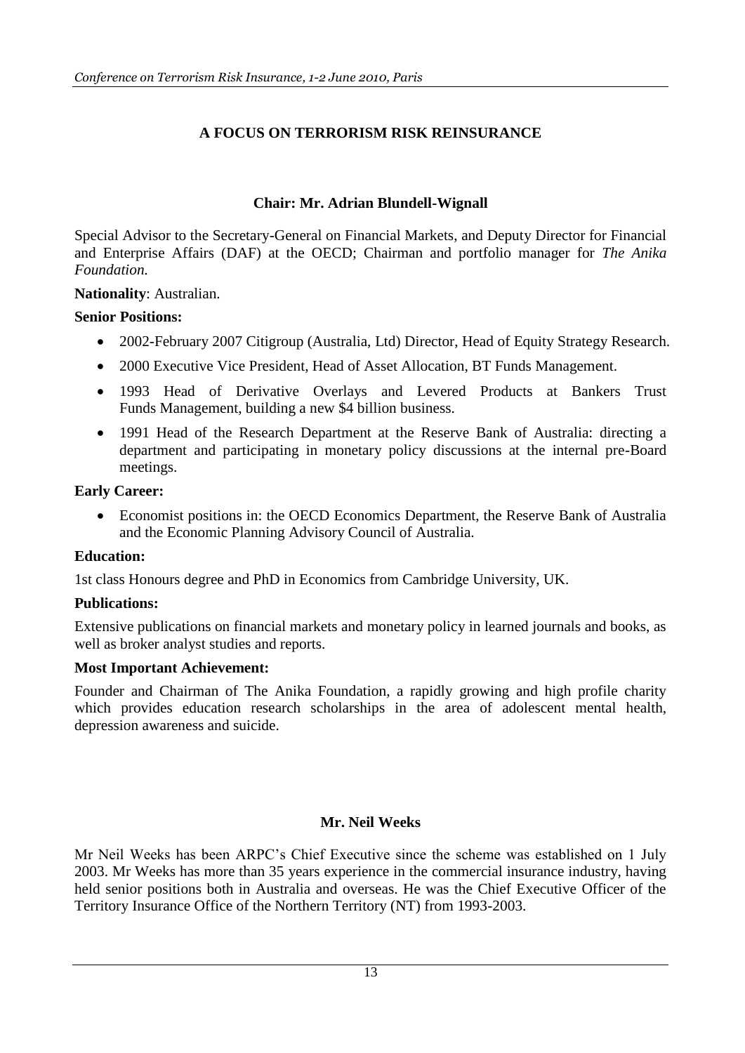## A FOCUS ON TERRORISM RISK REINSURANCE

### Chair: Mr. Adrian Blundell-Wignall

Special Advisor to the Secretary-General on Financial Markets, and Deputy Director for Financial and Enterprise Affairs (DAF) at the OECD; Chairman and portfolio manager for *The Anika Foundation.*

**Nationality**: Australian.

**Senior Positions:**

- 2002-February 2007 Citigroup (Australia, Ltd) Director, Head of Equity Strategy Research.
- 2000 Executive Vice President, Head of Asset Allocation, BT Funds Management.
- 1993 Head of Derivative Overlays and Levered Products at Bankers Trust Funds Management, building a new $4 billion business.
- 1991 Head of the Research Department at the Reserve Bank of Australia: directing a department and participating in monetary policy discussions at the internal pre-Board meetings.

**Early Career:**

- Economist positions in: the OECD Economics Department, the Reserve Bank of Australia and the Economic Planning Advisory Council of Australia.

**Education:**

1st class Honours degree and PhD in Economics from Cambridge University, UK.

**Publications:**

Extensive publications on financial markets and monetary policy in learned journals and books, as well as broker analyst studies and reports.

**Most Important Achievement:**

Founder and Chairman of The Anika Foundation, a rapidly growing and high profile charity which provides education research scholarships in the area of adolescent mental health, depression awareness and suicide.

### Mr. Neil Weeks

Mr Neil Weeks has been ARPC's Chief Executive since the scheme was established on 1 July 2003. Mr Weeks has more than 35 years experience in the commercial insurance industry, having held senior positions both in Australia and overseas. He was the Chief Executive Officer of the Territory Insurance Office of the Northern Territory (NT) from 1993-2003.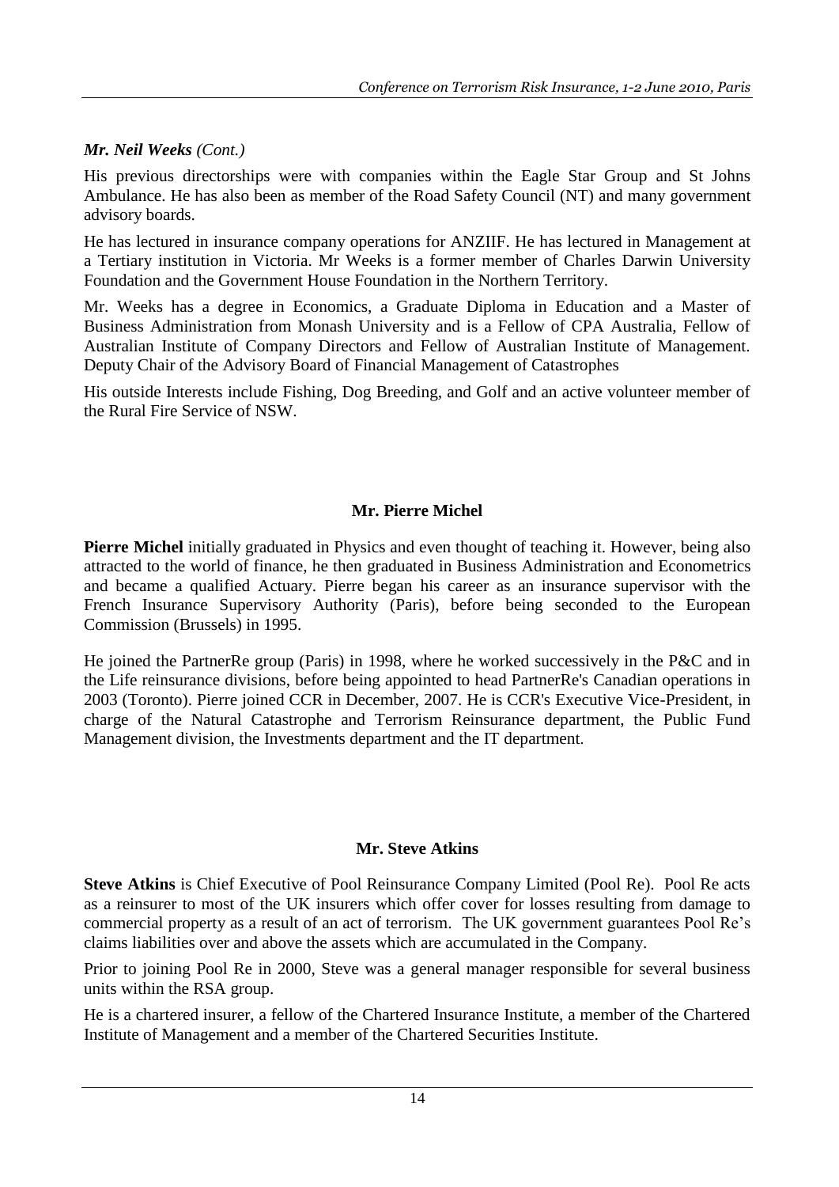*Mr. Neil Weeks (Cont.)*

His previous directorships were with companies within the Eagle Star Group and St Johns Ambulance. He has also been as member of the Road Safety Council (NT) and many government advisory boards.

He has lectured in insurance company operations for ANZIIF. He has lectured in Management at a Tertiary institution in Victoria. Mr Weeks is a former member of Charles Darwin University Foundation and the Government House Foundation in the Northern Territory.

Mr. Weeks has a degree in Economics, a Graduate Diploma in Education and a Master of Business Administration from Monash University and is a Fellow of CPA Australia, Fellow of Australian Institute of Company Directors and Fellow of Australian Institute of Management. Deputy Chair of the Advisory Board of Financial Management of Catastrophes

His outside Interests include Fishing, Dog Breeding, and Golf and an active volunteer member of the Rural Fire Service of NSW.

### Mr. Pierre Michel

**Pierre Michel** initially graduated in Physics and even thought of teaching it. However, being also attracted to the world of finance, he then graduated in Business Administration and Econometrics and became a qualified Actuary. Pierre began his career as an insurance supervisor with the French Insurance Supervisory Authority (Paris), before being seconded to the European Commission (Brussels) in 1995.

He joined the PartnerRe group (Paris) in 1998, where he worked successively in the P&C and in the Life reinsurance divisions, before being appointed to head PartnerRe's Canadian operations in 2003 (Toronto). Pierre joined CCR in December, 2007. He is CCR's Executive Vice-President, in charge of the Natural Catastrophe and Terrorism Reinsurance department, the Public Fund Management division, the Investments department and the IT department.

### Mr. Steve Atkins

**Steve Atkins** is Chief Executive of Pool Reinsurance Company Limited (Pool Re). Pool Re acts as a reinsurer to most of the UK insurers which offer cover for losses resulting from damage to commercial property as a result of an act of terrorism. The UK government guarantees Pool Re's claims liabilities over and above the assets which are accumulated in the Company.

Prior to joining Pool Re in 2000, Steve was a general manager responsible for several business units within the RSA group.

He is a chartered insurer, a fellow of the Chartered Insurance Institute, a member of the Chartered Institute of Management and a member of the Chartered Securities Institute.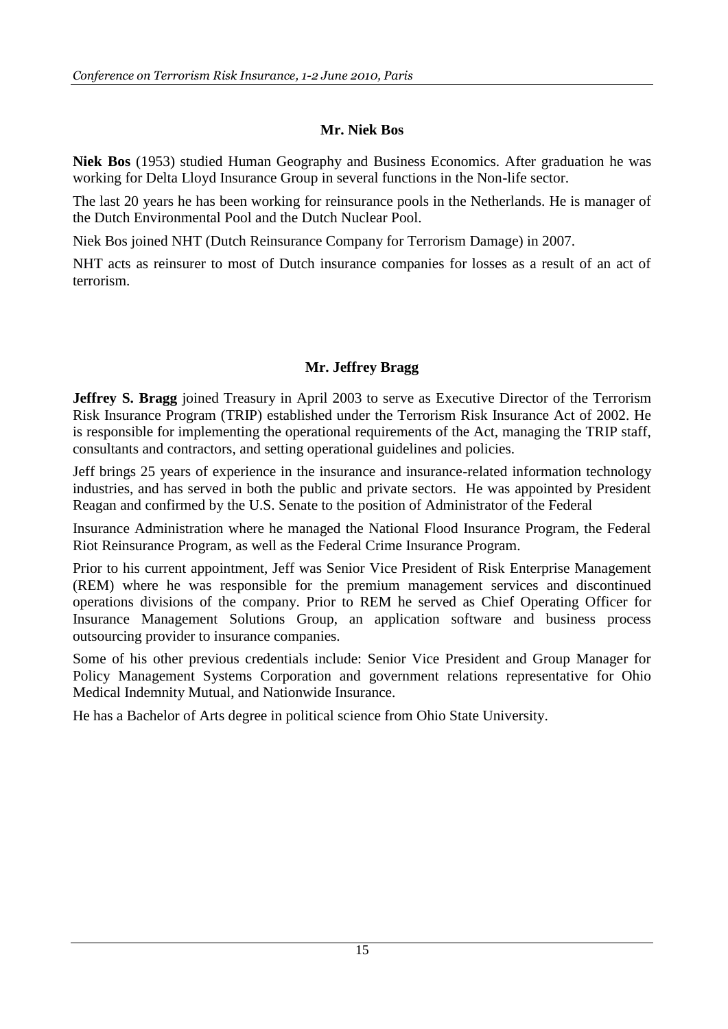## Mr. Niek Bos

**Niek Bos** (1953) studied Human Geography and Business Economics. After graduation he was working for Delta Lloyd Insurance Group in several functions in the Non-life sector.

The last 20 years he has been working for reinsurance pools in the Netherlands. He is manager of the Dutch Environmental Pool and the Dutch Nuclear Pool.

Niek Bos joined NHT (Dutch Reinsurance Company for Terrorism Damage) in 2007.

NHT acts as reinsurer to most of Dutch insurance companies for losses as a result of an act of terrorism.

## Mr. Jeffrey Bragg

**Jeffrey S. Bragg** joined Treasury in April 2003 to serve as Executive Director of the Terrorism Risk Insurance Program (TRIP) established under the Terrorism Risk Insurance Act of 2002. He is responsible for implementing the operational requirements of the Act, managing the TRIP staff, consultants and contractors, and setting operational guidelines and policies.

Jeff brings 25 years of experience in the insurance and insurance-related information technology industries, and has served in both the public and private sectors. He was appointed by President Reagan and confirmed by the U.S. Senate to the position of Administrator of the Federal Insurance Administration where he managed the National Flood Insurance Program, the Federal Riot Reinsurance Program, as well as the Federal Crime Insurance Program.

Prior to his current appointment, Jeff was Senior Vice President of Risk Enterprise Management (REM) where he was responsible for the premium management services and discontinued operations divisions of the company. Prior to REM he served as Chief Operating Officer for Insurance Management Solutions Group, an application software and business process outsourcing provider to insurance companies.

Some of his other previous credentials include: Senior Vice President and Group Manager for Policy Management Systems Corporation and government relations representative for Ohio Medical Indemnity Mutual, and Nationwide Insurance.

He has a Bachelor of Arts degree in political science from Ohio State University.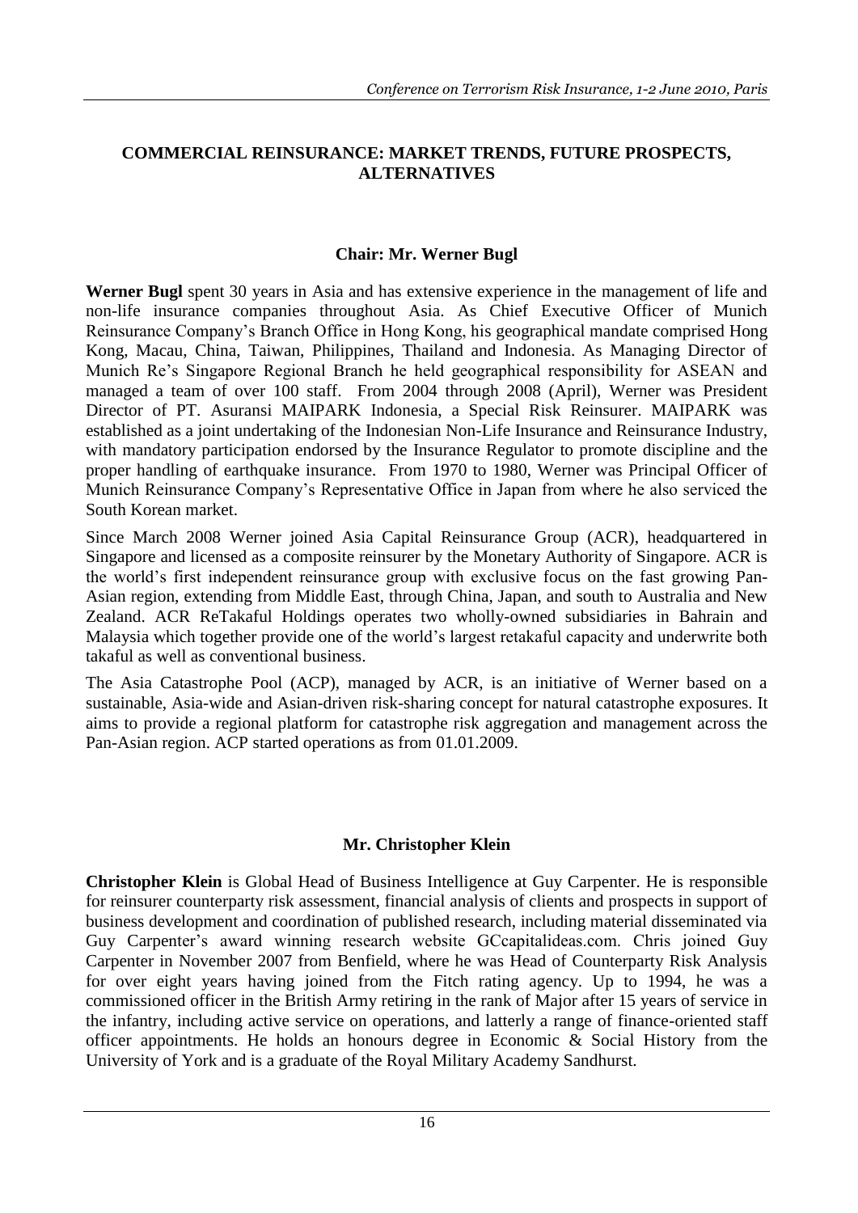## COMMERCIAL REINSURANCE: MARKET TRENDS, FUTURE PROSPECTS, ALTERNATIVES

### Chair: Mr. Werner Bugl

**Werner Bugl** spent 30 years in Asia and has extensive experience in the management of life and non-life insurance companies throughout Asia. As Chief Executive Officer of Munich Reinsurance Company's Branch Office in Hong Kong, his geographical mandate comprised Hong Kong, Macau, China, Taiwan, Philippines, Thailand and Indonesia. As Managing Director of Munich Re's Singapore Regional Branch he held geographical responsibility for ASEAN and managed a team of over 100 staff. From 2004 through 2008 (April), Werner was President Director of PT. Asuransi MAIPARK Indonesia, a Special Risk Reinsurer. MAIPARK was established as a joint undertaking of the Indonesian Non-Life Insurance and Reinsurance Industry, with mandatory participation endorsed by the Insurance Regulator to promote discipline and the proper handling of earthquake insurance. From 1970 to 1980, Werner was Principal Officer of Munich Reinsurance Company's Representative Office in Japan from where he also serviced the South Korean market.

Since March 2008 Werner joined Asia Capital Reinsurance Group (ACR), headquartered in Singapore and licensed as a composite reinsurer by the Monetary Authority of Singapore. ACR is the world's first independent reinsurance group with exclusive focus on the fast growing Pan-Asian region, extending from Middle East, through China, Japan, and south to Australia and New Zealand. ACR ReTakaful Holdings operates two wholly-owned subsidiaries in Bahrain and Malaysia which together provide one of the world's largest retakaful capacity and underwrite both takaful as well as conventional business.

The Asia Catastrophe Pool (ACP), managed by ACR, is an initiative of Werner based on a sustainable, Asia-wide and Asian-driven risk-sharing concept for natural catastrophe exposures. It aims to provide a regional platform for catastrophe risk aggregation and management across the Pan-Asian region. ACP started operations as from 01.01.2009.

### Mr. Christopher Klein

**Christopher Klein** is Global Head of Business Intelligence at Guy Carpenter. He is responsible for reinsurer counterparty risk assessment, financial analysis of clients and prospects in support of business development and coordination of published research, including material disseminated via Guy Carpenter's award winning research website GCcapitalideas.com. Chris joined Guy Carpenter in November 2007 from Benfield, where he was Head of Counterparty Risk Analysis for over eight years having joined from the Fitch rating agency. Up to 1994, he was a commissioned officer in the British Army retiring in the rank of Major after 15 years of service in the infantry, including active service on operations, and latterly a range of finance-oriented staff officer appointments. He holds an honours degree in Economic & Social History from the University of York and is a graduate of the Royal Military Academy Sandhurst.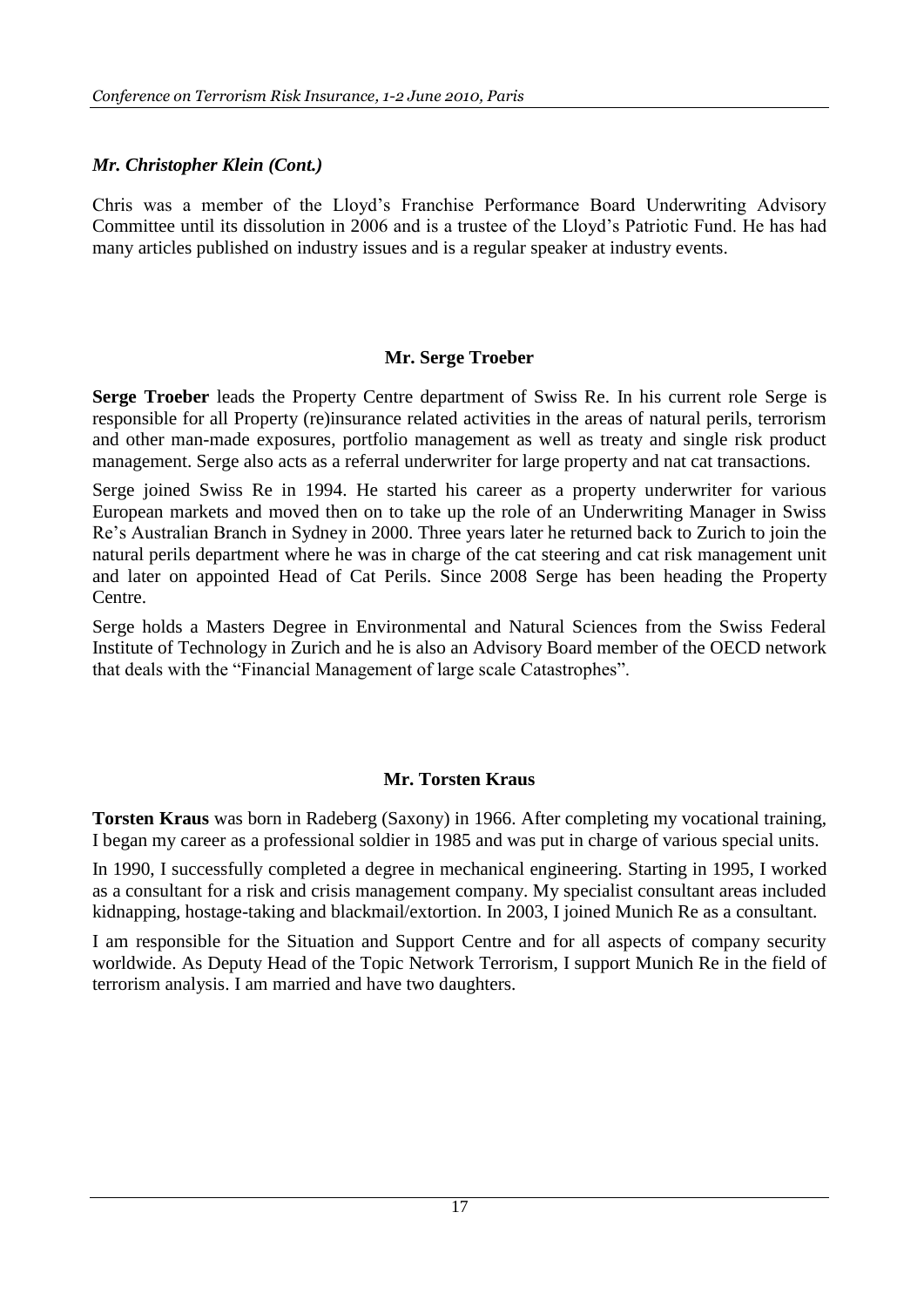### *Mr. Christopher Klein (Cont.)*

Chris was a member of the Lloyd's Franchise Performance Board Underwriting Advisory Committee until its dissolution in 2006 and is a trustee of the Lloyd's Patriotic Fund. He has had many articles published on industry issues and is a regular speaker at industry events.

### Mr. Serge Troeber

**Serge Troeber** leads the Property Centre department of Swiss Re. In his current role Serge is responsible for all Property (re)insurance related activities in the areas of natural perils, terrorism and other man-made exposures, portfolio management as well as treaty and single risk product management. Serge also acts as a referral underwriter for large property and nat cat transactions.

Serge joined Swiss Re in 1994. He started his career as a property underwriter for various European markets and moved then on to take up the role of an Underwriting Manager in Swiss Re's Australian Branch in Sydney in 2000. Three years later he returned back to Zurich to join the natural perils department where he was in charge of the cat steering and cat risk management unit and later on appointed Head of Cat Perils. Since 2008 Serge has been heading the Property Centre.

Serge holds a Masters Degree in Environmental and Natural Sciences from the Swiss Federal Institute of Technology in Zurich and he is also an Advisory Board member of the OECD network that deals with the "Financial Management of large scale Catastrophes".

### Mr. Torsten Kraus

**Torsten Kraus** was born in Radeberg (Saxony) in 1966. After completing my vocational training, I began my career as a professional soldier in 1985 and was put in charge of various special units.

In 1990, I successfully completed a degree in mechanical engineering. Starting in 1995, I worked as a consultant for a risk and crisis management company. My specialist consultant areas included kidnapping, hostage-taking and blackmail/extortion. In 2003, I joined Munich Re as a consultant.

I am responsible for the Situation and Support Centre and for all aspects of company security worldwide. As Deputy Head of the Topic Network Terrorism, I support Munich Re in the field of terrorism analysis. I am married and have two daughters.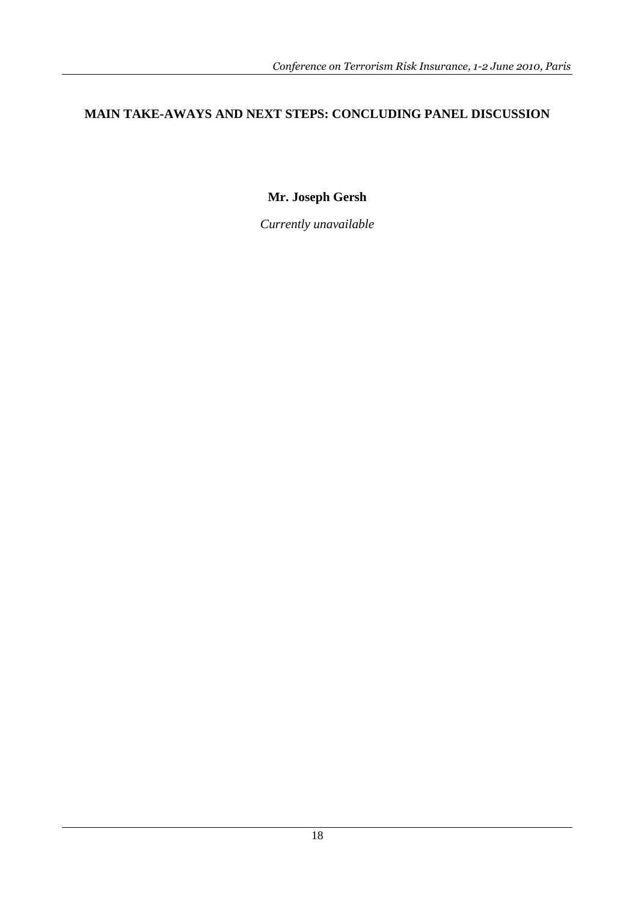## MAIN TAKE-AWAYS AND NEXT STEPS: CONCLUDING PANEL DISCUSSION

**Mr. Joseph Gersh**

*Currently unavailable*